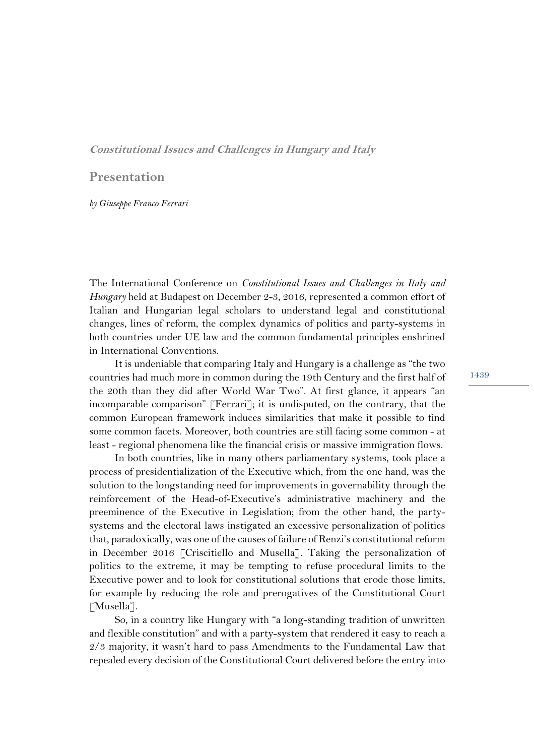***Constitutional Issues and Challenges in Hungary and Italy***

## Presentation

*by Giuseppe Franco Ferrari*

The International Conference on *Constitutional Issues and Challenges in Italy and Hungary* held at Budapest on December 2-3, 2016, represented a common effort of Italian and Hungarian legal scholars to understand legal and constitutional changes, lines of reform, the complex dynamics of politics and party-systems in both countries under UE law and the common fundamental principles enshrined in International Conventions.

It is undeniable that comparing Italy and Hungary is a challenge as "the two countries had much more in common during the 19th Century and the first half of the 20th than they did after World War Two". At first glance, it appears "an incomparable comparison" [Ferrari]; it is undisputed, on the contrary, that the common European framework induces similarities that make it possible to find some common facets. Moreover, both countries are still facing some common - at least - regional phenomena like the financial crisis or massive immigration flows.

In both countries, like in many others parliamentary systems, took place a process of presidentialization of the Executive which, from the one hand, was the solution to the longstanding need for improvements in governability through the reinforcement of the Head-of-Executive's administrative machinery and the preeminence of the Executive in Legislation; from the other hand, the party-systems and the electoral laws instigated an excessive personalization of politics that, paradoxically, was one of the causes of failure of Renzi's constitutional reform in December 2016 [Criscitiello and Musella]. Taking the personalization of politics to the extreme, it may be tempting to refuse procedural limits to the Executive power and to look for constitutional solutions that erode those limits, for example by reducing the role and prerogatives of the Constitutional Court [Musella].

So, in a country like Hungary with "a long-standing tradition of unwritten and flexible constitution" and with a party-system that rendered it easy to reach a 2/3 majority, it wasn't hard to pass Amendments to the Fundamental Law that repealed every decision of the Constitutional Court delivered before the entry into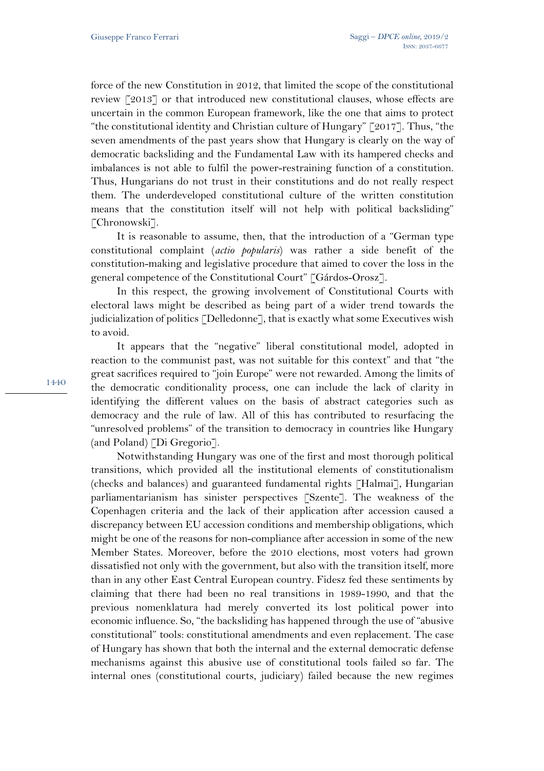force of the new Constitution in 2012, that limited the scope of the constitutional review [2013] or that introduced new constitutional clauses, whose effects are uncertain in the common European framework, like the one that aims to protect "the constitutional identity and Christian culture of Hungary" [2017]. Thus, "the seven amendments of the past years show that Hungary is clearly on the way of democratic backsliding and the Fundamental Law with its hampered checks and imbalances is not able to fulfil the power-restraining function of a constitution. Thus, Hungarians do not trust in their constitutions and do not really respect them. The underdeveloped constitutional culture of the written constitution means that the constitution itself will not help with political backsliding" [Chronowski].

It is reasonable to assume, then, that the introduction of a "German type constitutional complaint (*actio popularis*) was rather a side benefit of the constitution-making and legislative procedure that aimed to cover the loss in the general competence of the Constitutional Court" [Gárdos-Orosz].

In this respect, the growing involvement of Constitutional Courts with electoral laws might be described as being part of a wider trend towards the judicialization of politics [Delledonne], that is exactly what some Executives wish to avoid.

It appears that the "negative" liberal constitutional model, adopted in reaction to the communist past, was not suitable for this context" and that "the great sacrifices required to "join Europe" were not rewarded. Among the limits of the democratic conditionality process, one can include the lack of clarity in identifying the different values on the basis of abstract categories such as democracy and the rule of law. All of this has contributed to resurfacing the "unresolved problems" of the transition to democracy in countries like Hungary (and Poland) [Di Gregorio].

Notwithstanding Hungary was one of the first and most thorough political transitions, which provided all the institutional elements of constitutionalism (checks and balances) and guaranteed fundamental rights [Halmai], Hungarian parliamentarianism has sinister perspectives [Szente]. The weakness of the Copenhagen criteria and the lack of their application after accession caused a discrepancy between EU accession conditions and membership obligations, which might be one of the reasons for non-compliance after accession in some of the new Member States. Moreover, before the 2010 elections, most voters had grown dissatisfied not only with the government, but also with the transition itself, more than in any other East Central European country. Fidesz fed these sentiments by claiming that there had been no real transitions in 1989-1990, and that the previous nomenklatura had merely converted its lost political power into economic influence. So, "the backsliding has happened through the use of "abusive constitutional" tools: constitutional amendments and even replacement. The case of Hungary has shown that both the internal and the external democratic defense mechanisms against this abusive use of constitutional tools failed so far. The internal ones (constitutional courts, judiciary) failed because the new regimes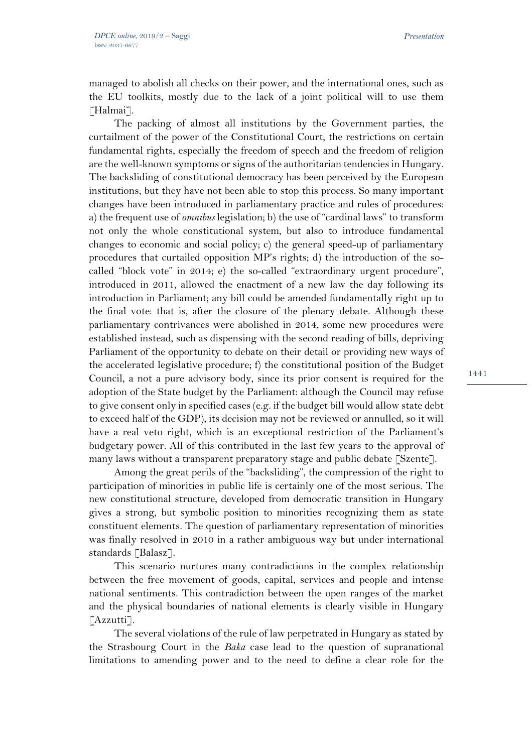managed to abolish all checks on their power, and the international ones, such as the EU toolkits, mostly due to the lack of a joint political will to use them [Halmai].

The packing of almost all institutions by the Government parties, the curtailment of the power of the Constitutional Court, the restrictions on certain fundamental rights, especially the freedom of speech and the freedom of religion are the well-known symptoms or signs of the authoritarian tendencies in Hungary. The backsliding of constitutional democracy has been perceived by the European institutions, but they have not been able to stop this process. So many important changes have been introduced in parliamentary practice and rules of procedures: a) the frequent use of *omnibus* legislation; b) the use of "cardinal laws" to transform not only the whole constitutional system, but also to introduce fundamental changes to economic and social policy; c) the general speed-up of parliamentary procedures that curtailed opposition MP's rights; d) the introduction of the so-called "block vote" in 2014; e) the so-called "extraordinary urgent procedure", introduced in 2011, allowed the enactment of a new law the day following its introduction in Parliament; any bill could be amended fundamentally right up to the final vote: that is, after the closure of the plenary debate. Although these parliamentary contrivances were abolished in 2014, some new procedures were established instead, such as dispensing with the second reading of bills, depriving Parliament of the opportunity to debate on their detail or providing new ways of the accelerated legislative procedure; f) the constitutional position of the Budget Council, a not a pure advisory body, since its prior consent is required for the adoption of the State budget by the Parliament: although the Council may refuse to give consent only in specified cases (e.g. if the budget bill would allow state debt to exceed half of the GDP), its decision may not be reviewed or annulled, so it will have a real veto right, which is an exceptional restriction of the Parliament's budgetary power. All of this contributed in the last few years to the approval of many laws without a transparent preparatory stage and public debate [Szente].

Among the great perils of the "backsliding", the compression of the right to participation of minorities in public life is certainly one of the most serious. The new constitutional structure, developed from democratic transition in Hungary gives a strong, but symbolic position to minorities recognizing them as state constituent elements. The question of parliamentary representation of minorities was finally resolved in 2010 in a rather ambiguous way but under international standards [Balasz].

This scenario nurtures many contradictions in the complex relationship between the free movement of goods, capital, services and people and intense national sentiments. This contradiction between the open ranges of the market and the physical boundaries of national elements is clearly visible in Hungary [Azzutti].

The several violations of the rule of law perpetrated in Hungary as stated by the Strasbourg Court in the *Baka* case lead to the question of supranational limitations to amending power and to the need to define a clear role for the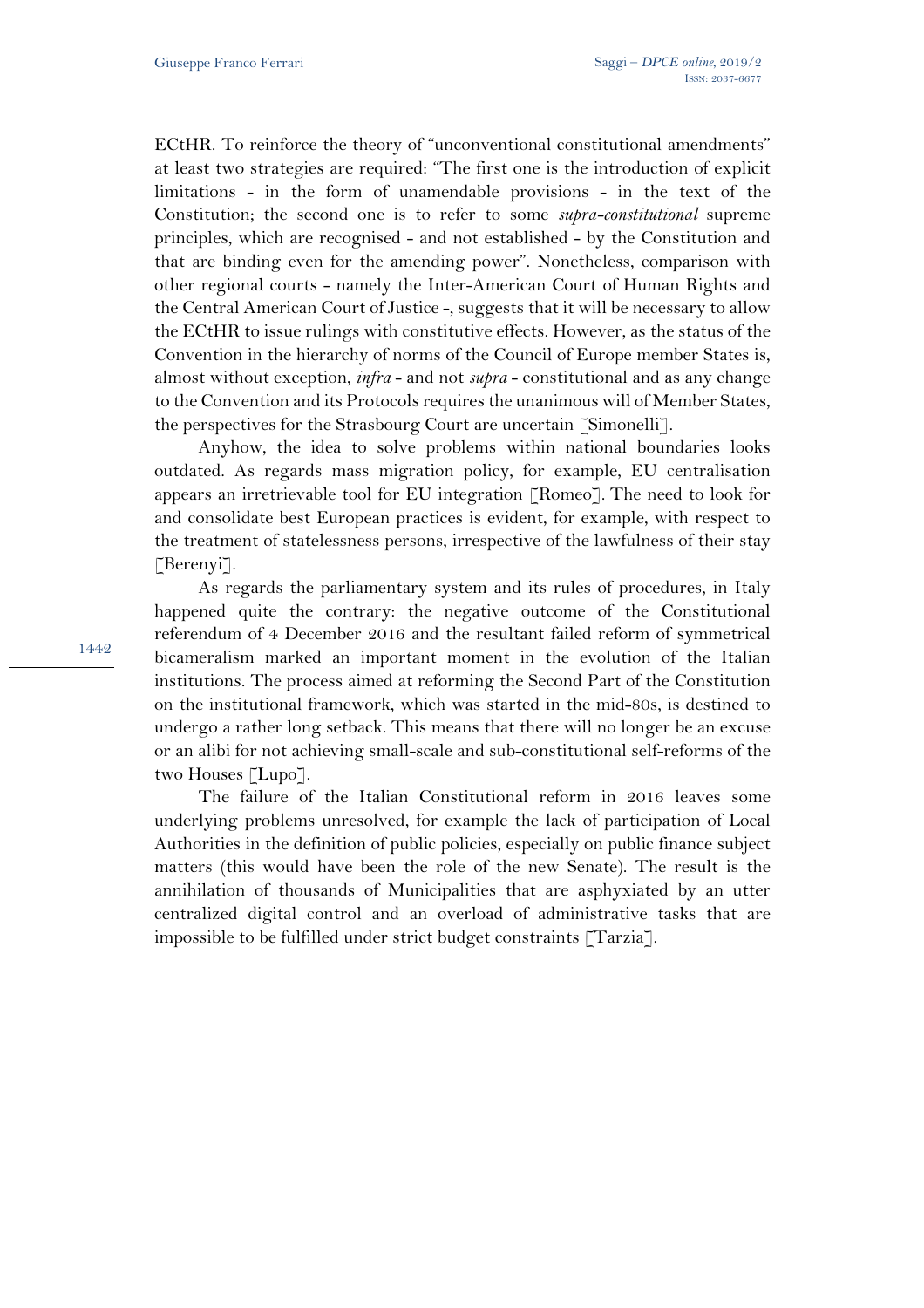ECtHR. To reinforce the theory of "unconventional constitutional amendments" at least two strategies are required: "The first one is the introduction of explicit limitations - in the form of unamendable provisions - in the text of the Constitution; the second one is to refer to some *supra-constitutional* supreme principles, which are recognised - and not established - by the Constitution and that are binding even for the amending power". Nonetheless, comparison with other regional courts - namely the Inter-American Court of Human Rights and the Central American Court of Justice -, suggests that it will be necessary to allow the ECtHR to issue rulings with constitutive effects. However, as the status of the Convention in the hierarchy of norms of the Council of Europe member States is, almost without exception, *infra* - and not *supra* - constitutional and as any change to the Convention and its Protocols requires the unanimous will of Member States, the perspectives for the Strasbourg Court are uncertain [Simonelli].

Anyhow, the idea to solve problems within national boundaries looks outdated. As regards mass migration policy, for example, EU centralisation appears an irretrievable tool for EU integration [Romeo]. The need to look for and consolidate best European practices is evident, for example, with respect to the treatment of statelessness persons, irrespective of the lawfulness of their stay [Berenyi].

As regards the parliamentary system and its rules of procedures, in Italy happened quite the contrary: the negative outcome of the Constitutional referendum of 4 December 2016 and the resultant failed reform of symmetrical bicameralism marked an important moment in the evolution of the Italian institutions. The process aimed at reforming the Second Part of the Constitution on the institutional framework, which was started in the mid-80s, is destined to undergo a rather long setback. This means that there will no longer be an excuse or an alibi for not achieving small-scale and sub-constitutional self-reforms of the two Houses [Lupo].

The failure of the Italian Constitutional reform in 2016 leaves some underlying problems unresolved, for example the lack of participation of Local Authorities in the definition of public policies, especially on public finance subject matters (this would have been the role of the new Senate). The result is the annihilation of thousands of Municipalities that are asphyxiated by an utter centralized digital control and an overload of administrative tasks that are impossible to be fulfilled under strict budget constraints [Tarzia].